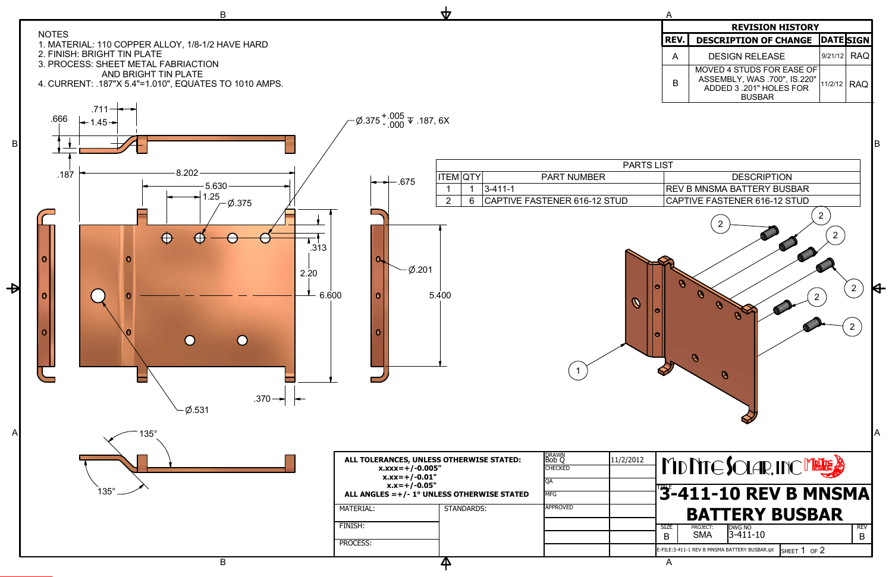NOTES
1. MATERIAL: 110 COPPER ALLOY, 1/8-1/2 HAVE HARD
2. FINISH: BRIGHT TIN PLATE
3. PROCESS: SHEET METAL FABRIACTION
AND BRIGHT TIN PLATE
4. CURRENT: .187"X 5.4"=1.010", EQUATES TO 1010 AMPS.

| REVISION HISTORY | | | |
|---|---|---|---|
| REV. | DESCRIPTION OF CHANGE | DATE | SIGN |
| A | DESIGN RELEASE | 9/21/12 | RAQ |
| B | MOVED 4 STUDS FOR EASE OF ASSEMBLY, WAS .700", IS.220" ADDED 3 .201" HOLES FOR BUSBAR | 11/2/12 | RAQ |

| PARTS LIST | | | |
|---|---|---|---|
| ITEM | QTY | PART NUMBER | DESCRIPTION |
| 1 | 1 | 3-411-1 | REV B MNSMA BATTERY BUSBAR |
| 2 | 6 | CAPTIVE FASTENER 616-12 STUD | CAPTIVE FASTENER 616-12 STUD |

.666
.711
1.45
.187
8.202
5.630
1.25
Ø.375
Ø.375 +.005 -.000 ↧ .187, 6X
.675
.313
2.20
6.600
Ø.201
5.400
.370
Ø.531
135°
135°

ALL TOLERANCES, UNLESS OTHERWISE STATED:
x.xxx=+/-0.005"
x.xx=+/-0.01"
x.x=+/-0.05"
ALL ANGLES =+/- 1° UNLESS OTHERWISE STATED

MATERIAL:
STANDARDS:
FINISH:
PROCESS:

| | | |
|---|---|---|
| DRAWN | Bob Q | 11/2/2012 |
| CHECKED | | |
| QA | | |
| MFG | | |
| APPROVED | | |

MIDNITE SOLAR, INC

TITLE
# 3-411-10 REV B MNSMA BATTERY BUSBAR

SIZE: B
PROJECT: SMA
DWG NO: 3-411-10
REV: B

E-FILE:3-411-1 REV B MNSMA BATTERY BUSBAR.ipt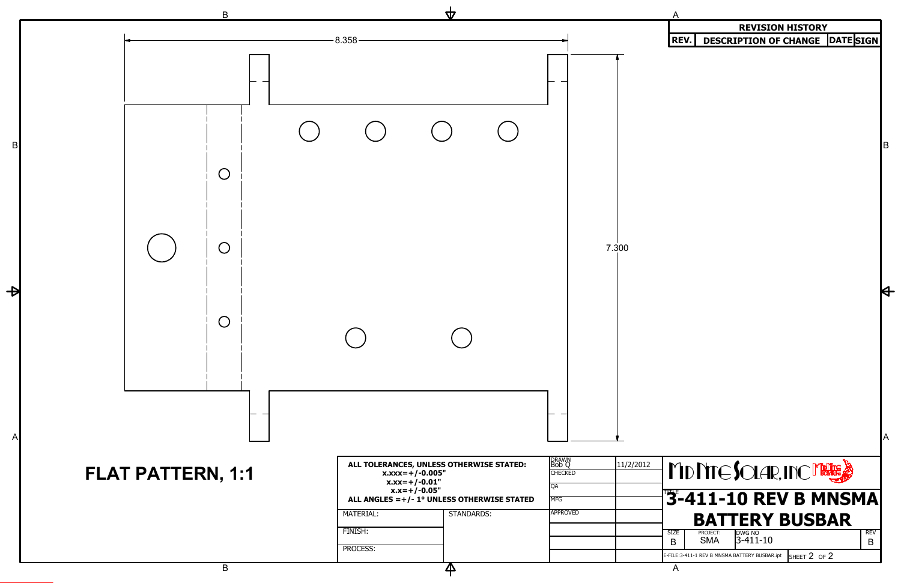8.358

7.300

**FLAT PATTERN, 1:1**

| REVISION HISTORY | | | |
|---|---|---|---|
| REV. | DESCRIPTION OF CHANGE | DATE | SIGN |

**ALL TOLERANCES, UNLESS OTHERWISE STATED:**
**x.xxx=+/-0.005"**
**x.xx=+/-0.01"**
**x.x=+/-0.05"**
**ALL ANGLES =+/- 1° UNLESS OTHERWISE STATED**

| | |
|---|---|
| MATERIAL: | STANDARDS: |
| FINISH: | |
| PROCESS: | |

| | |
|---|---|
| DRAWN Bob Q | 11/2/2012 |
| CHECKED | |
| QA | |
| MFG | |
| APPROVED | |

MIDNITE SOLAR, INC

TITLE

# 3-411-10 REV B MNSMA BATTERY BUSBAR

| SIZE | PROJECT: | DWG NO | REV |
|---|---|---|---|
| B | SMA | 3-411-10 | B |

E-FILE:3-411-1 REV B MNSMA BATTERY BUSBAR.ipt

SHEET 2 OF 2